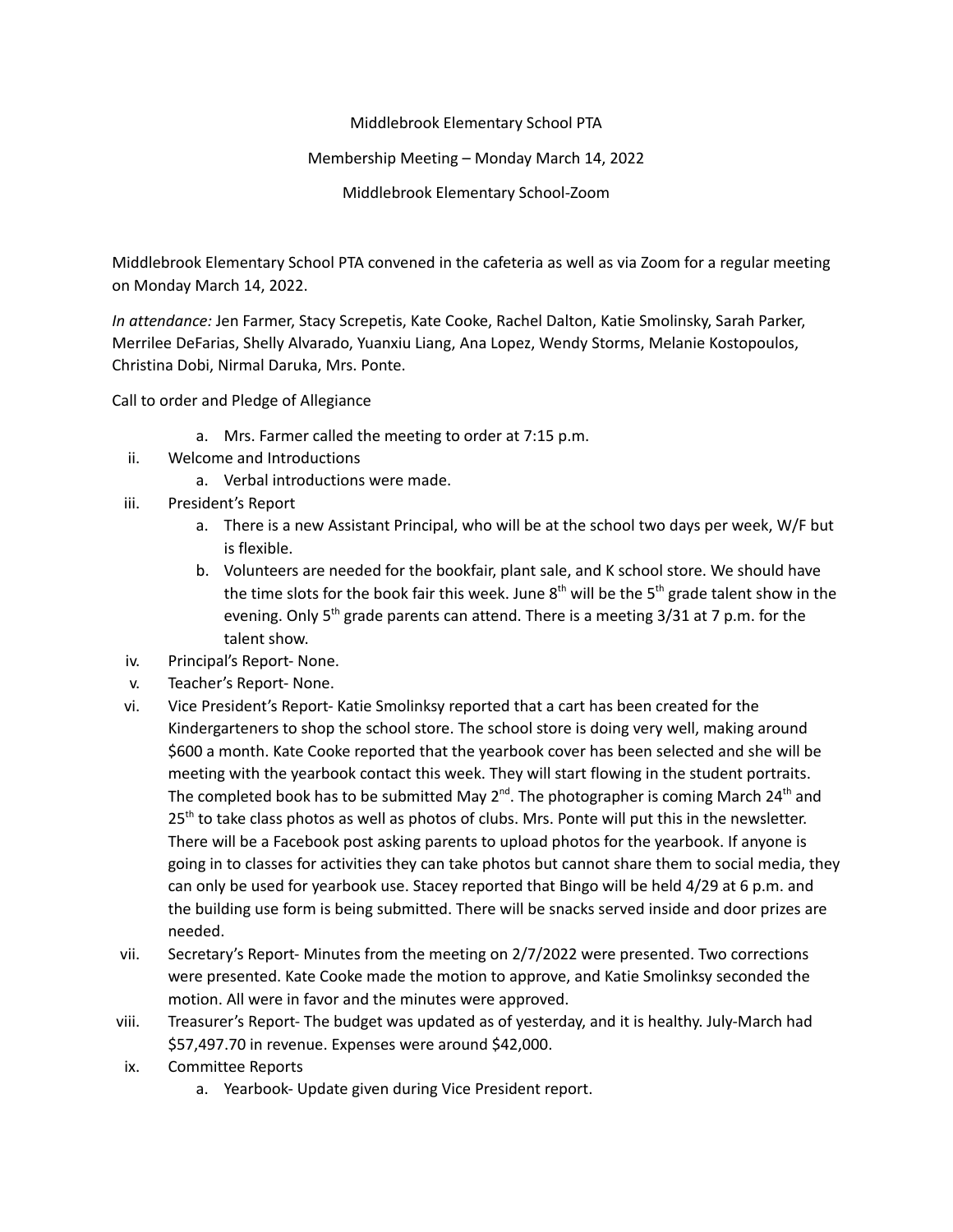Middlebrook Elementary School PTA

Membership Meeting – Monday March 14, 2022

Middlebrook Elementary School-Zoom

Middlebrook Elementary School PTA convened in the cafeteria as well as via Zoom for a regular meeting on Monday March 14, 2022.

*In attendance:* Jen Farmer, Stacy Screpetis, Kate Cooke, Rachel Dalton, Katie Smolinsky, Sarah Parker, Merrilee DeFarias, Shelly Alvarado, Yuanxiu Liang, Ana Lopez, Wendy Storms, Melanie Kostopoulos, Christina Dobi, Nirmal Daruka, Mrs. Ponte.

Call to order and Pledge of Allegiance

a. Mrs. Farmer called the meeting to order at 7:15 p.m.

ii. Welcome and Introductions
   a. Verbal introductions were made.

iii. President's Report
   a. There is a new Assistant Principal, who will be at the school two days per week, W/F but is flexible.
   b. Volunteers are needed for the bookfair, plant sale, and K school store. We should have the time slots for the book fair this week. June 8th will be the 5th grade talent show in the evening. Only 5th grade parents can attend. There is a meeting 3/31 at 7 p.m. for the talent show.

iv. Principal's Report- None.

v. Teacher's Report- None.

vi. Vice President's Report- Katie Smolinksy reported that a cart has been created for the Kindergarteners to shop the school store. The school store is doing very well, making around $600 a month. Kate Cooke reported that the yearbook cover has been selected and she will be meeting with the yearbook contact this week. They will start flowing in the student portraits. The completed book has to be submitted May 2nd. The photographer is coming March 24th and 25th to take class photos as well as photos of clubs. Mrs. Ponte will put this in the newsletter. There will be a Facebook post asking parents to upload photos for the yearbook. If anyone is going in to classes for activities they can take photos but cannot share them to social media, they can only be used for yearbook use. Stacey reported that Bingo will be held 4/29 at 6 p.m. and the building use form is being submitted. There will be snacks served inside and door prizes are needed.

vii. Secretary's Report- Minutes from the meeting on 2/7/2022 were presented. Two corrections were presented. Kate Cooke made the motion to approve, and Katie Smolinksy seconded the motion. All were in favor and the minutes were approved.

viii. Treasurer's Report- The budget was updated as of yesterday, and it is healthy. July-March had $57,497.70 in revenue. Expenses were around $42,000.

ix. Committee Reports
   a. Yearbook- Update given during Vice President report.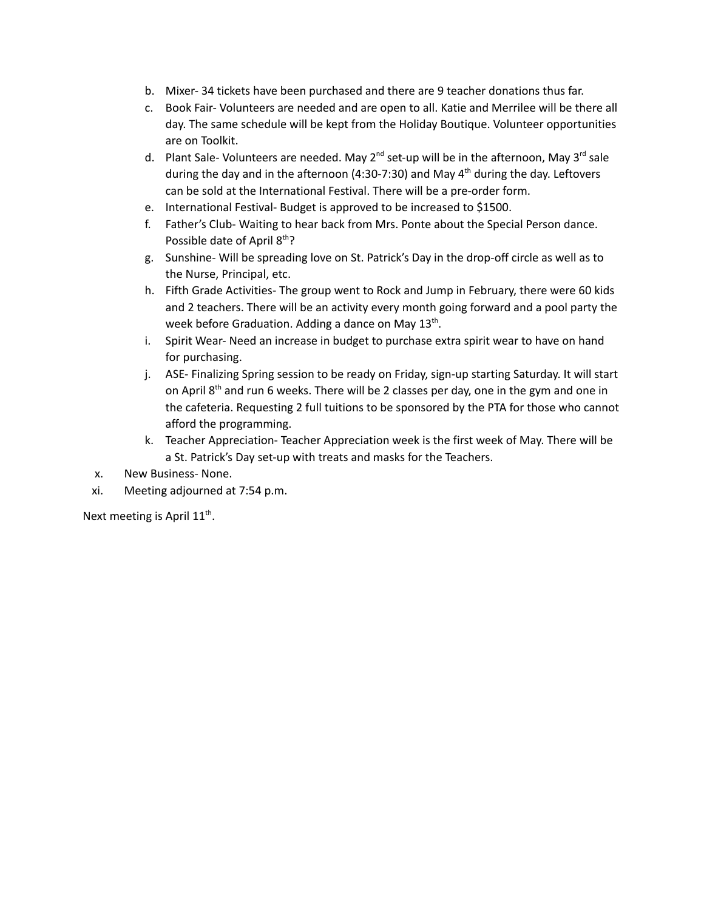b. Mixer- 34 tickets have been purchased and there are 9 teacher donations thus far.
c. Book Fair- Volunteers are needed and are open to all. Katie and Merrilee will be there all day. The same schedule will be kept from the Holiday Boutique. Volunteer opportunities are on Toolkit.
d. Plant Sale- Volunteers are needed. May 2nd set-up will be in the afternoon, May 3rd sale during the day and in the afternoon (4:30-7:30) and May 4th during the day. Leftovers can be sold at the International Festival. There will be a pre-order form.
e. International Festival- Budget is approved to be increased to $1500.
f. Father's Club- Waiting to hear back from Mrs. Ponte about the Special Person dance. Possible date of April 8th?
g. Sunshine- Will be spreading love on St. Patrick's Day in the drop-off circle as well as to the Nurse, Principal, etc.
h. Fifth Grade Activities- The group went to Rock and Jump in February, there were 60 kids and 2 teachers. There will be an activity every month going forward and a pool party the week before Graduation. Adding a dance on May 13th.
i. Spirit Wear- Need an increase in budget to purchase extra spirit wear to have on hand for purchasing.
j. ASE- Finalizing Spring session to be ready on Friday, sign-up starting Saturday. It will start on April 8th and run 6 weeks. There will be 2 classes per day, one in the gym and one in the cafeteria. Requesting 2 full tuitions to be sponsored by the PTA for those who cannot afford the programming.
k. Teacher Appreciation- Teacher Appreciation week is the first week of May. There will be a St. Patrick's Day set-up with treats and masks for the Teachers.

x. New Business- None.

xi. Meeting adjourned at 7:54 p.m.

Next meeting is April 11th.